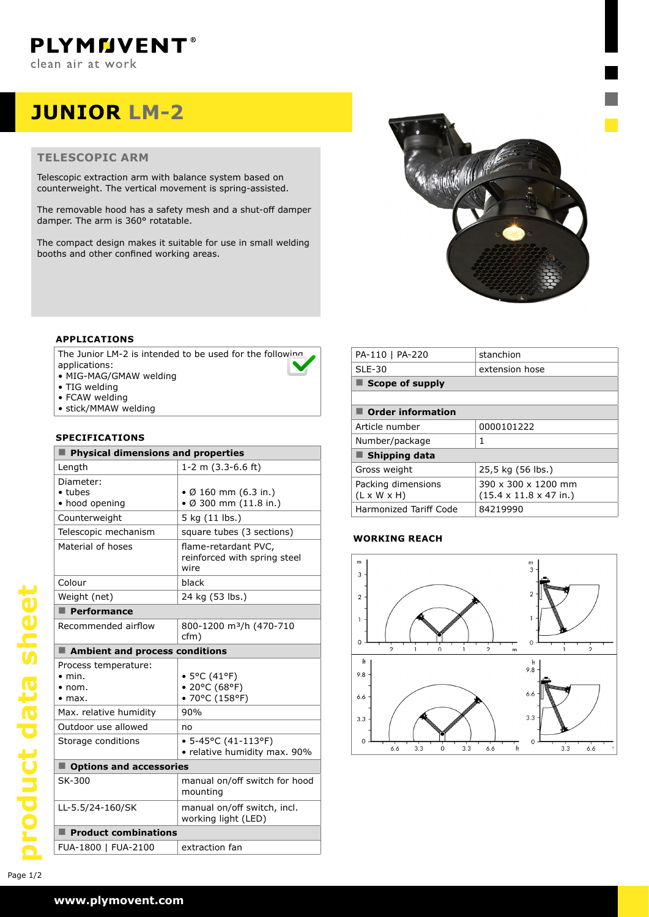PLYMOVENT®
clean air at work

# JUNIOR LM-2

## TELESCOPIC ARM

Telescopic extraction arm with balance system based on counterweight. The vertical movement is spring-assisted.

The removable hood has a safety mesh and a shut-off damper damper. The arm is 360° rotatable.

The compact design makes it suitable for use in small welding booths and other confined working areas.

### APPLICATIONS

The Junior LM-2 is intended to be used for the following applications:

- MIG-MAG/GMAW welding
- TIG welding
- FCAW welding
- stick/MMAW welding

### SPECIFICATIONS

| Physical dimensions and properties | |
|---|---|
| Length | 1-2 m (3.3-6.6 ft) |
| Diameter:<br>• tubes<br>• hood opening | <br>• Ø 160 mm (6.3 in.)<br>• Ø 300 mm (11.8 in.) |
| Counterweight | 5 kg (11 lbs.) |
| Telescopic mechanism | square tubes (3 sections) |
| Material of hoses | flame-retardant PVC, reinforced with spring steel wire |
| Colour | black |
| Weight (net) | 24 kg (53 lbs.) |
| **Performance** | |
| Recommended airflow | 800-1200 m³/h (470-710 cfm) |
| **Ambient and process conditions** | |
| Process temperature:<br>• min.<br>• nom.<br>• max. | <br>• 5°C (41°F)<br>• 20°C (68°F)<br>• 70°C (158°F) |
| Max. relative humidity | 90% |
| Outdoor use allowed | no |
| Storage conditions | • 5-45°C (41-113°F)<br>• relative humidity max. 90% |
| **Options and accessories** | |
| SK-300 | manual on/off switch for hood mounting |
| LL-5.5/24-160/SK | manual on/off switch, incl. working light (LED) |
| **Product combinations** | |
| FUA-1800 \| FUA-2100 | extraction fan |
| PA-110 \| PA-220 | stanchion |
| SLE-30 | extension hose |
| **Scope of supply** | |
| | |
| **Order information** | |
| Article number | 0000101222 |
| Number/package | 1 |
| **Shipping data** | |
| Gross weight | 25,5 kg (56 lbs.) |
| Packing dimensions (L x W x H) | 390 x 300 x 1200 mm (15.4 x 11.8 x 47 in.) |
| Harmonized Tariff Code | 84219990 |

### WORKING REACH

product data sheet

www.plymovent.com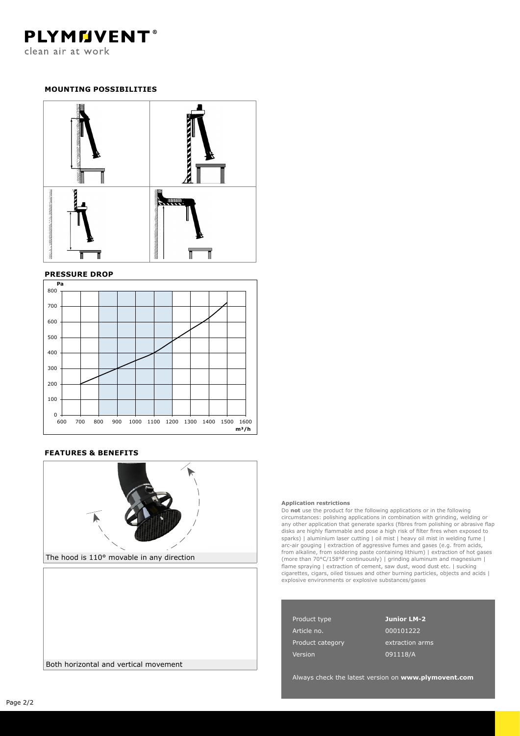## MOUNTING POSSIBILITIES

## PRESSURE DROP

Pa

800

700

600

500

400

300

200

100

0

600 700 800 900 1000 1100 1200 1300 1400 1500 1600

m³/h

## FEATURES & BENEFITS

The hood is 110° movable in any direction

Both horizontal and vertical movement

**Application restrictions**

Do **not** use the product for the following applications or in the following circumstances: polishing applications in combination with grinding, welding or any other application that generate sparks (fibres from polishing or abrasive flap disks are highly flammable and pose a high risk of filter fires when exposed to sparks) | aluminium laser cutting | oil mist | heavy oil mist in welding fume | arc-air gouging | extraction of aggressive fumes and gases (e.g. from acids, from alkaline, from soldering paste containing lithium) | extraction of hot gases (more than 70°C/158°F continuously) | grinding aluminum and magnesium | flame spraying | extraction of cement, saw dust, wood dust etc. | sucking cigarettes, cigars, oiled tissues and other burning particles, objects and acids | explosive environments or explosive substances/gases

| | |
|---|---|
| Product type | **Junior LM-2** |
| Article no. | 000101222 |
| Product category | extraction arms |
| Version | 091118/A |

Always check the latest version on **www.plymovent.com**